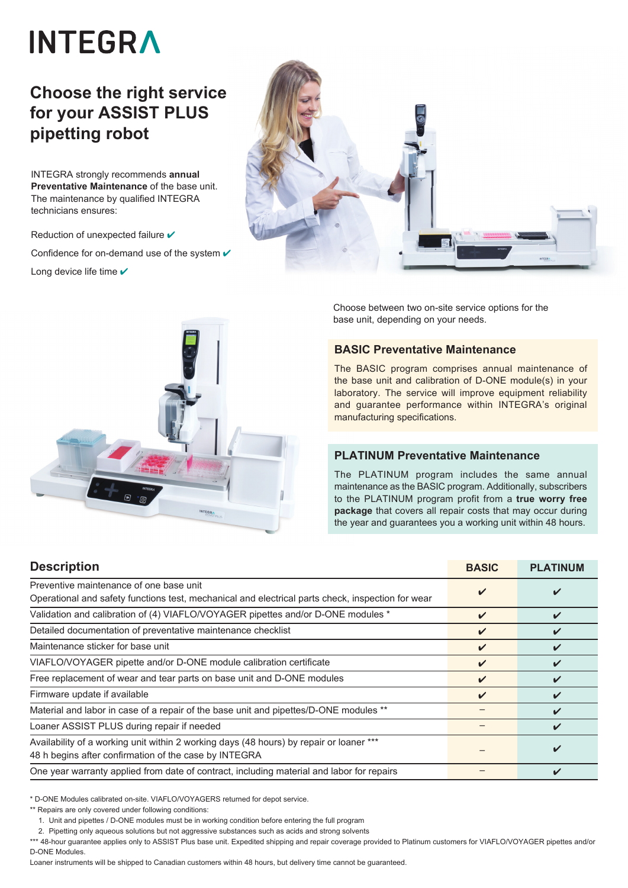# INTEGRA

## Choose the right service for your ASSIST PLUS pipetting robot

INTEGRA strongly recommends annual **Preventative Maintenance** of the base unit. The maintenance by qualified INTEGRA technicians ensures:

Reduction of unexpected failure ✔

Confidence for on-demand use of the system ✔

Long device life time ✔

Choose between two on-site service options for the base unit, depending on your needs.

### BASIC Preventative Maintenance

The BASIC program comprises annual maintenance of the base unit and calibration of D-ONE module(s) in your laboratory. The service will improve equipment reliability and guarantee performance within INTEGRA's original manufacturing specifications.

### PLATINUM Preventative Maintenance

The PLATINUM program includes the same annual maintenance as the BASIC program. Additionally, subscribers to the PLATINUM program profit from a **true worry free package** that covers all repair costs that may occur during the year and guarantees you a working unit within 48 hours.

| Description | BASIC | PLATINUM |
|---|---|---|
| Preventive maintenance of one base unit<br>Operational and safety functions test, mechanical and electrical parts check, inspection for wear | ✔ | ✔ |
| Validation and calibration of (4) VIAFLO/VOYAGER pipettes and/or D-ONE modules * | ✔ | ✔ |
| Detailed documentation of preventative maintenance checklist | ✔ | ✔ |
| Maintenance sticker for base unit | ✔ | ✔ |
| VIAFLO/VOYAGER pipette and/or D-ONE module calibration certificate | ✔ | ✔ |
| Free replacement of wear and tear parts on base unit and D-ONE modules | ✔ | ✔ |
| Firmware update if available | ✔ | ✔ |
| Material and labor in case of a repair of the base unit and pipettes/D-ONE modules ** | – | ✔ |
| Loaner ASSIST PLUS during repair if needed | – | ✔ |
| Availability of a working unit within 2 working days (48 hours) by repair or loaner ***<br>48 h begins after confirmation of the case by INTEGRA | – | ✔ |
| One year warranty applied from date of contract, including material and labor for repairs | – | ✔ |

\* D-ONE Modules calibrated on-site. VIAFLO/VOYAGERS returned for depot service.

** Repairs are only covered under following conditions:

1. Unit and pipettes / D-ONE modules must be in working condition before entering the full program
2. Pipetting only aqueous solutions but not aggressive substances such as acids and strong solvents

*** 48-hour guarantee applies only to ASSIST Plus base unit. Expedited shipping and repair coverage provided to Platinum customers for VIAFLO/VOYAGER pipettes and/or D-ONE Modules.

Loaner instruments will be shipped to Canadian customers within 48 hours, but delivery time cannot be guaranteed.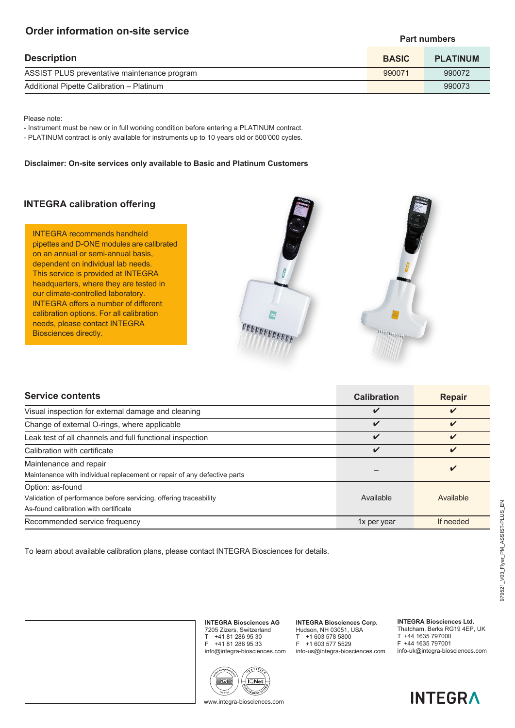## Order information on-site service

| Description | Part numbers BASIC | PLATINUM |
|---|---|---|
| ASSIST PLUS preventative maintenance program | 990071 | 990072 |
| Additional Pipette Calibration – Platinum | | 990073 |

Please note:
- Instrument must be new or in full working condition before entering a PLATINUM contract.
- PLATINUM contract is only available for instruments up to 10 years old or 500'000 cycles.

**Disclaimer: On-site services only available to Basic and Platinum Customers**

## INTEGRA calibration offering

INTEGRA recommends handheld pipettes and D-ONE modules are calibrated on an annual or semi-annual basis, dependent on individual lab needs. This service is provided at INTEGRA headquarters, where they are tested in our climate-controlled laboratory. INTEGRA offers a number of different calibration options. For all calibration needs, please contact INTEGRA Biosciences directly.

| Service contents | Calibration | Repair |
|---|---|---|
| Visual inspection for external damage and cleaning | ✔ | ✔ |
| Change of external O-rings, where applicable | ✔ | ✔ |
| Leak test of all channels and full functional inspection | ✔ | ✔ |
| Calibration with certificate | ✔ | ✔ |
| Maintenance and repair<br>Maintenance with individual replacement or repair of any defective parts | – | ✔ |
| Option: as-found<br>Validation of performance before servicing, offering traceability<br>As-found calibration with certificate | Available | Available |
| Recommended service frequency | 1x per year | If needed |

To learn about available calibration plans, please contact INTEGRA Biosciences for details.

**INTEGRA Biosciences AG**
7205 Zizers, Switzerland
T +41 81 286 95 30
F +41 81 286 95 33
info@integra-biosciences.com

**INTEGRA Biosciences Corp.**
Hudson, NH 03051, USA
T +1 603 578 5800
F +1 603 577 5529
info-us@integra-biosciences.com

**INTEGRA Biosciences Ltd.**
Thatcham, Berks RG19 4EP, UK
T +44 1635 797000
F +44 1635 797001
info-uk@integra-biosciences.com

www.integra-biosciences.com

979521_V03_Flyer_PM_ASSIST-PLUS_EN